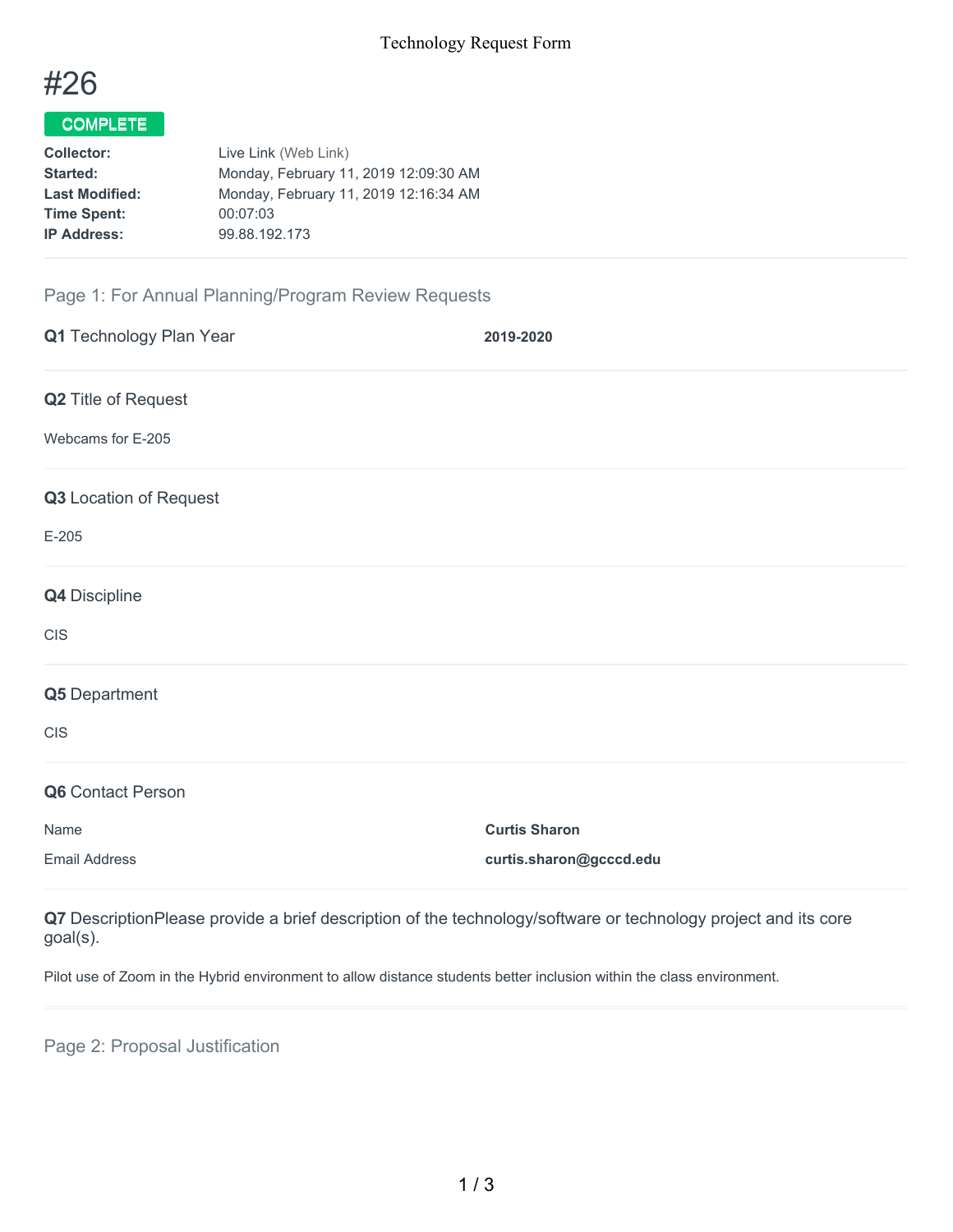Technology Request Form

# #26

**COMPLETE**

| | |
|---|---|
| **Collector:** | Live Link (Web Link) |
| **Started:** | Monday, February 11, 2019 12:09:30 AM |
| **Last Modified:** | Monday, February 11, 2019 12:16:34 AM |
| **Time Spent:** | 00:07:03 |
| **IP Address:** | 99.88.192.173 |

## Page 1: For Annual Planning/Program Review Requests

**Q1** Technology Plan Year **2019-2020**

**Q2** Title of Request

Webcams for E-205

**Q3** Location of Request

E-205

**Q4** Discipline

CIS

**Q5** Department

CIS

**Q6** Contact Person

| | |
|---|---|
| Name | **Curtis Sharon** |
| Email Address | **curtis.sharon@gcccd.edu** |

**Q7** DescriptionPlease provide a brief description of the technology/software or technology project and its core goal(s).

Pilot use of Zoom in the Hybrid environment to allow distance students better inclusion within the class environment.

## Page 2: Proposal Justification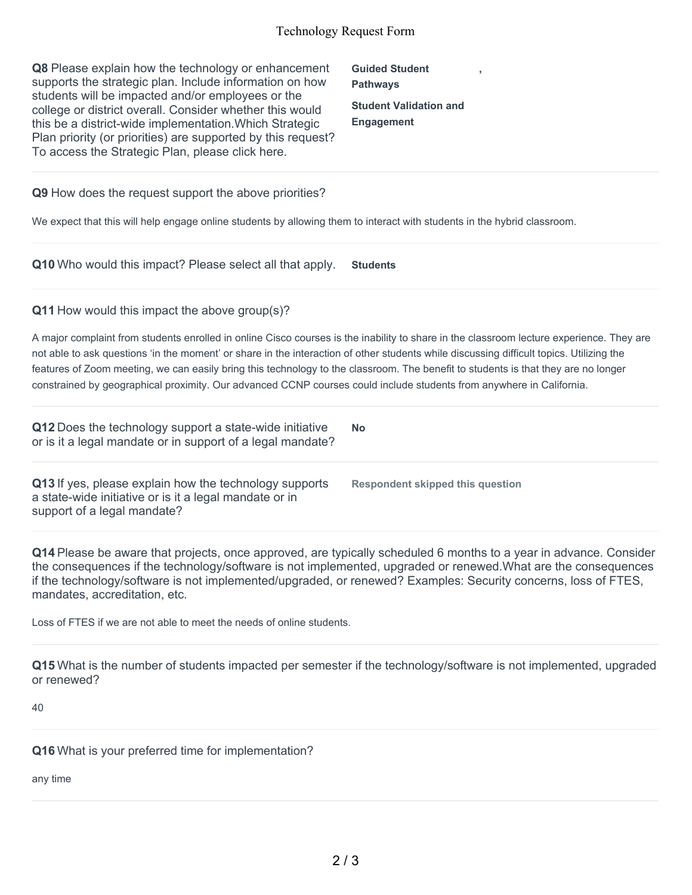**Q8** Please explain how the technology or enhancement supports the strategic plan. Include information on how students will be impacted and/or employees or the college or district overall. Consider whether this would this be a district-wide implementation.Which Strategic Plan priority (or priorities) are supported by this request? To access the Strategic Plan, please click here.

**Guided Student Pathways** ,

**Student Validation and Engagement**

---

**Q9** How does the request support the above priorities?

We expect that this will help engage online students by allowing them to interact with students in the hybrid classroom.

---

**Q10** Who would this impact? Please select all that apply.

**Students**

---

**Q11** How would this impact the above group(s)?

A major complaint from students enrolled in online Cisco courses is the inability to share in the classroom lecture experience. They are not able to ask questions 'in the moment' or share in the interaction of other students while discussing difficult topics. Utilizing the features of Zoom meeting, we can easily bring this technology to the classroom. The benefit to students is that they are no longer constrained by geographical proximity. Our advanced CCNP courses could include students from anywhere in California.

---

**Q12** Does the technology support a state-wide initiative or is it a legal mandate or in support of a legal mandate?

**No**

---

**Q13** If yes, please explain how the technology supports a state-wide initiative or is it a legal mandate or in support of a legal mandate?

**Respondent skipped this question**

---

**Q14** Please be aware that projects, once approved, are typically scheduled 6 months to a year in advance. Consider the consequences if the technology/software is not implemented, upgraded or renewed.What are the consequences if the technology/software is not implemented/upgraded, or renewed? Examples: Security concerns, loss of FTES, mandates, accreditation, etc.

Loss of FTES if we are not able to meet the needs of online students.

---

**Q15** What is the number of students impacted per semester if the technology/software is not implemented, upgraded or renewed?

40

---

**Q16** What is your preferred time for implementation?

any time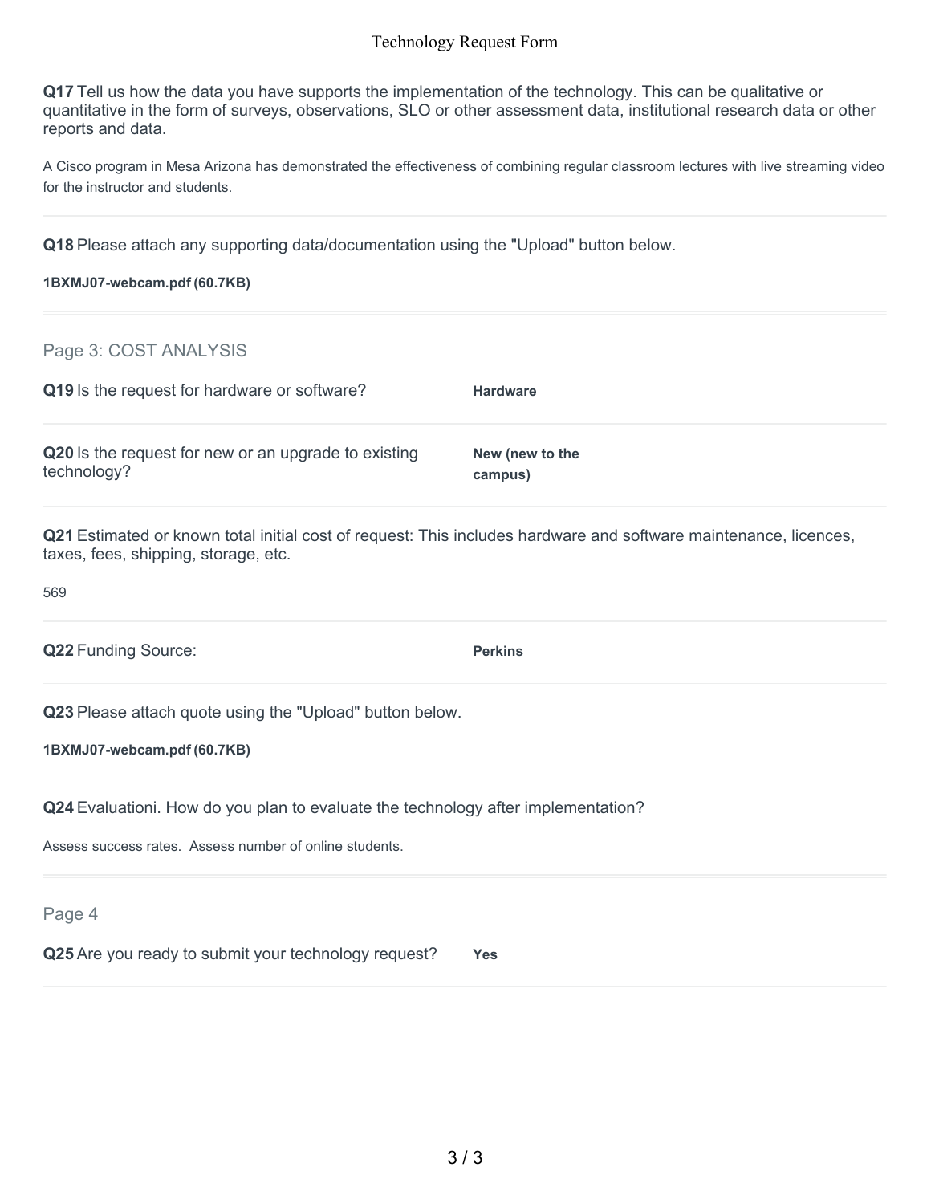**Q17** Tell us how the data you have supports the implementation of the technology. This can be qualitative or quantitative in the form of surveys, observations, SLO or other assessment data, institutional research data or other reports and data.

A Cisco program in Mesa Arizona has demonstrated the effectiveness of combining regular classroom lectures with live streaming video for the instructor and students.

---

**Q18** Please attach any supporting data/documentation using the "Upload" button below.

**1BXMJ07-webcam.pdf (60.7KB)**

---

## Page 3: COST ANALYSIS

**Q19** Is the request for hardware or software? **Hardware**

---

**Q20** Is the request for new or an upgrade to existing technology? **New (new to the campus)**

---

**Q21** Estimated or known total initial cost of request: This includes hardware and software maintenance, licences, taxes, fees, shipping, storage, etc.

569

---

**Q22** Funding Source: **Perkins**

---

**Q23** Please attach quote using the "Upload" button below.

**1BXMJ07-webcam.pdf (60.7KB)**

---

**Q24** Evaluationi. How do you plan to evaluate the technology after implementation?

Assess success rates. Assess number of online students.

---

## Page 4

**Q25** Are you ready to submit your technology request? **Yes**